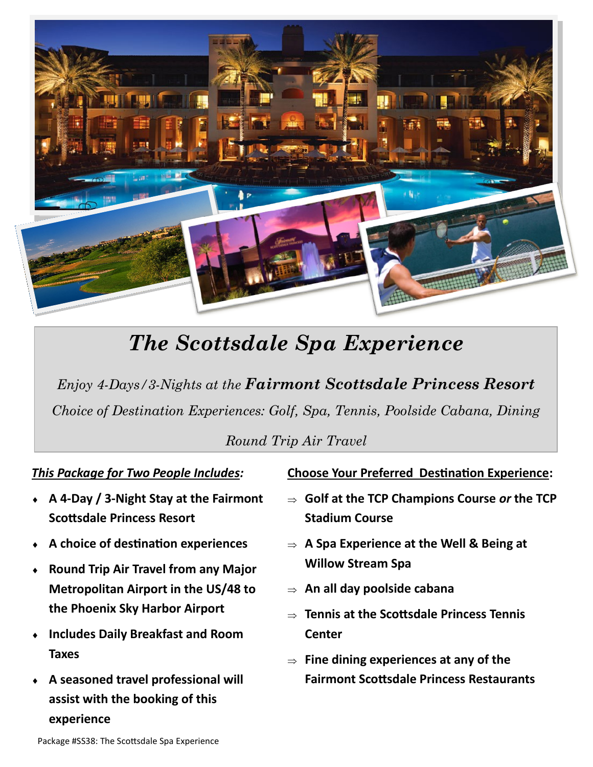# *The Scottsdale Spa Experience*

*Enjoy 4-Days/3-Nights at the* ***Fairmont Scottsdale Princess Resort***

*Choice of Destination Experiences: Golf, Spa, Tennis, Poolside Cabana, Dining*

*Round Trip Air Travel*

***This Package for Two People Includes:***

- **A 4-Day / 3-Night Stay at the Fairmont Scottsdale Princess Resort**
- **A choice of destination experiences**
- **Round Trip Air Travel from any Major Metropolitan Airport in the US/48 to the Phoenix Sky Harbor Airport**
- **Includes Daily Breakfast and Room Taxes**
- **A seasoned travel professional will assist with the booking of this experience**

**Choose Your Preferred Destination Experience:**

- **Golf at the TCP Champions Course *or* the TCP Stadium Course**
- **A Spa Experience at the Well & Being at Willow Stream Spa**
- **An all day poolside cabana**
- **Tennis at the Scottsdale Princess Tennis Center**
- **Fine dining experiences at any of the Fairmont Scottsdale Princess Restaurants**

Package #SS38: The Scottsdale Spa Experience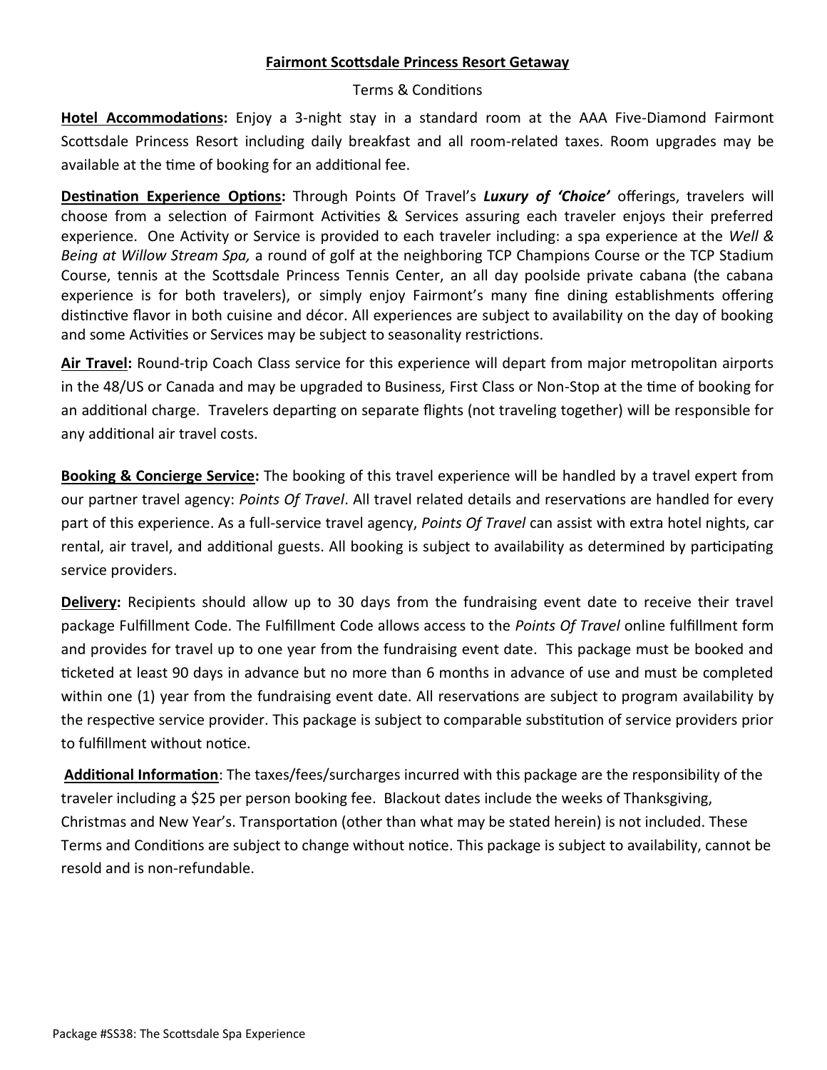**Fairmont Scottsdale Princess Resort Getaway**

Terms & Conditions

**Hotel Accommodations:** Enjoy a 3-night stay in a standard room at the AAA Five-Diamond Fairmont Scottsdale Princess Resort including daily breakfast and all room-related taxes. Room upgrades may be available at the time of booking for an additional fee.

**Destination Experience Options:** Through Points Of Travel's ***Luxury of 'Choice'*** offerings, travelers will choose from a selection of Fairmont Activities & Services assuring each traveler enjoys their preferred experience. One Activity or Service is provided to each traveler including: a spa experience at the *Well & Being at Willow Stream Spa,* a round of golf at the neighboring TCP Champions Course or the TCP Stadium Course, tennis at the Scottsdale Princess Tennis Center, an all day poolside private cabana (the cabana experience is for both travelers), or simply enjoy Fairmont's many fine dining establishments offering distinctive flavor in both cuisine and décor. All experiences are subject to availability on the day of booking and some Activities or Services may be subject to seasonality restrictions.

**Air Travel:** Round-trip Coach Class service for this experience will depart from major metropolitan airports in the 48/US or Canada and may be upgraded to Business, First Class or Non-Stop at the time of booking for an additional charge. Travelers departing on separate flights (not traveling together) will be responsible for any additional air travel costs.

**Booking & Concierge Service:** The booking of this travel experience will be handled by a travel expert from our partner travel agency: *Points Of Travel*. All travel related details and reservations are handled for every part of this experience. As a full-service travel agency, *Points Of Travel* can assist with extra hotel nights, car rental, air travel, and additional guests. All booking is subject to availability as determined by participating service providers.

**Delivery:** Recipients should allow up to 30 days from the fundraising event date to receive their travel package Fulfillment Code. The Fulfillment Code allows access to the *Points Of Travel* online fulfillment form and provides for travel up to one year from the fundraising event date. This package must be booked and ticketed at least 90 days in advance but no more than 6 months in advance of use and must be completed within one (1) year from the fundraising event date. All reservations are subject to program availability by the respective service provider. This package is subject to comparable substitution of service providers prior to fulfillment without notice.

**Additional Information**: The taxes/fees/surcharges incurred with this package are the responsibility of the traveler including a $25 per person booking fee. Blackout dates include the weeks of Thanksgiving, Christmas and New Year's. Transportation (other than what may be stated herein) is not included. These Terms and Conditions are subject to change without notice. This package is subject to availability, cannot be resold and is non-refundable.

Package #SS38: The Scottsdale Spa Experience